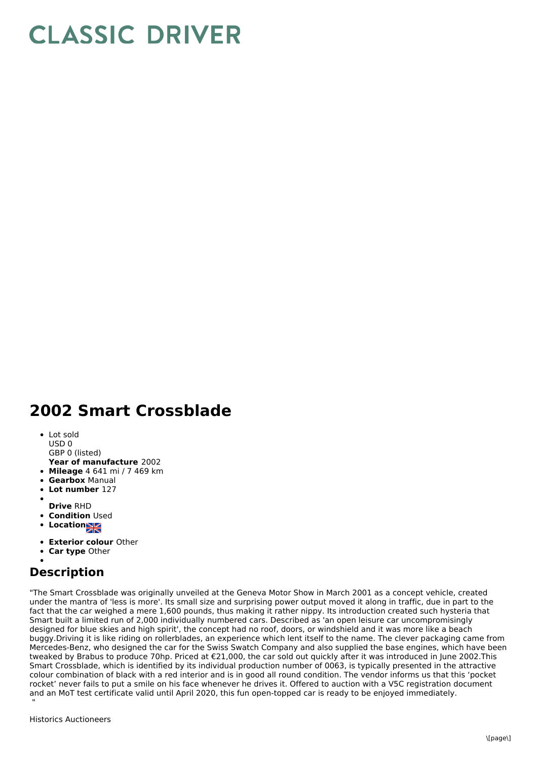# CLASSIC DRIVER

## 2002 Smart Crossblade

- Lot sold
  USD 0
  GBP 0 (listed)
  **Year of manufacture** 2002
- **Mileage** 4 641 mi / 7 469 km
- **Gearbox** Manual
- **Lot number** 127
- 
  **Drive** RHD
- **Condition** Used
- **Location**
- **Exterior colour** Other
- **Car type** Other
- 

## Description

"The Smart Crossblade was originally unveiled at the Geneva Motor Show in March 2001 as a concept vehicle, created under the mantra of 'less is more'. Its small size and surprising power output moved it along in traffic, due in part to the fact that the car weighed a mere 1,600 pounds, thus making it rather nippy. Its introduction created such hysteria that Smart built a limited run of 2,000 individually numbered cars. Described as 'an open leisure car uncompromisingly designed for blue skies and high spirit', the concept had no roof, doors, or windshield and it was more like a beach buggy.Driving it is like riding on rollerblades, an experience which lent itself to the name. The clever packaging came from Mercedes-Benz, who designed the car for the Swiss Swatch Company and also supplied the base engines, which have been tweaked by Brabus to produce 70hp. Priced at €21,000, the car sold out quickly after it was introduced in June 2002.This Smart Crossblade, which is identified by its individual production number of 0063, is typically presented in the attractive colour combination of black with a red interior and is in good all round condition. The vendor informs us that this 'pocket rocket' never fails to put a smile on his face whenever he drives it. Offered to auction with a V5C registration document and an MoT test certificate valid until April 2020, this fun open-topped car is ready to be enjoyed immediately.
"

Historics Auctioneers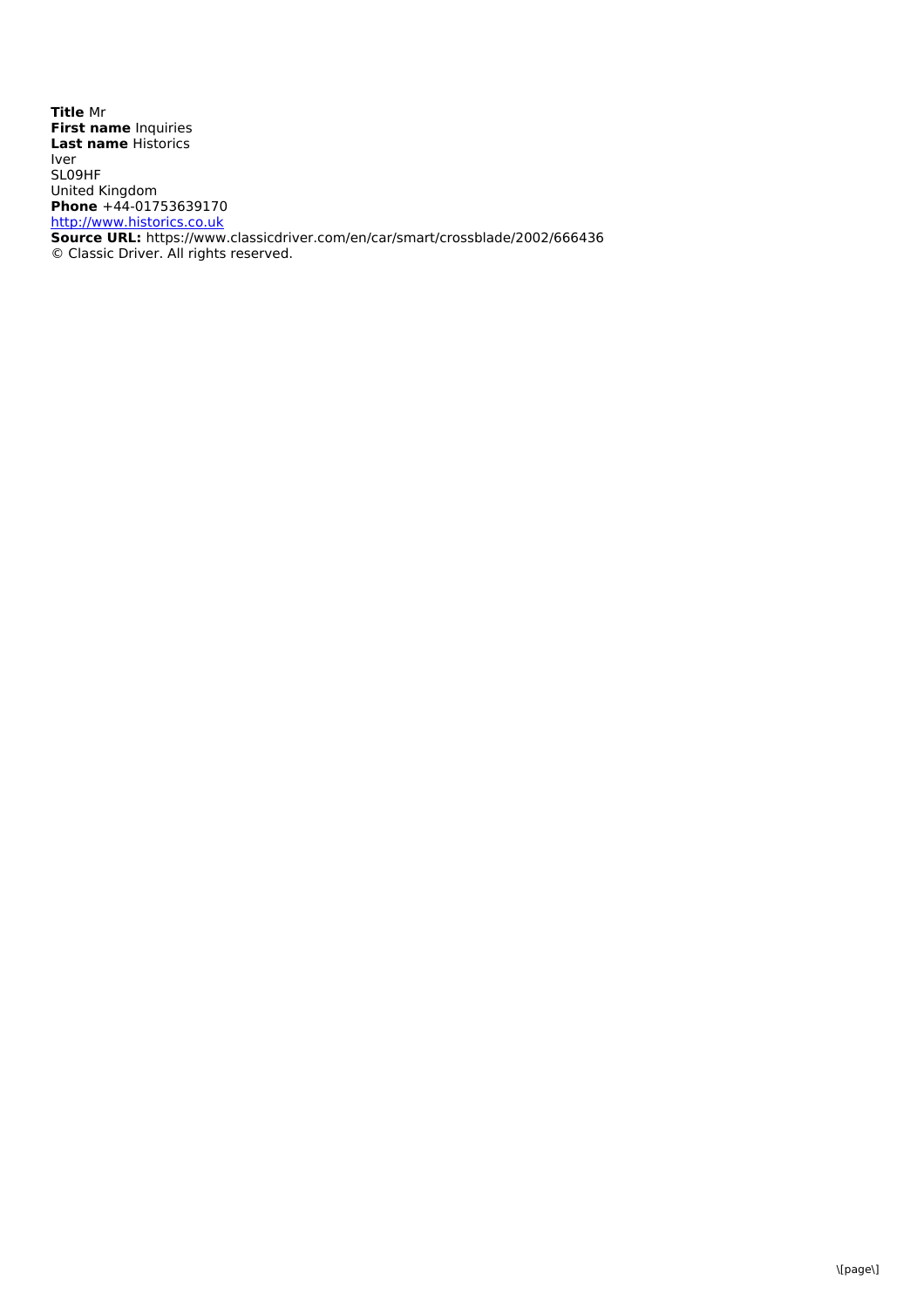**Title** Mr
**First name** Inquiries
**Last name** Historics
Iver
SL09HF
United Kingdom
**Phone** +44-01753639170
[http://www.historics.co.uk](http://www.historics.co.uk)
**Source URL:** https://www.classicdriver.com/en/car/smart/crossblade/2002/666436
© Classic Driver. All rights reserved.